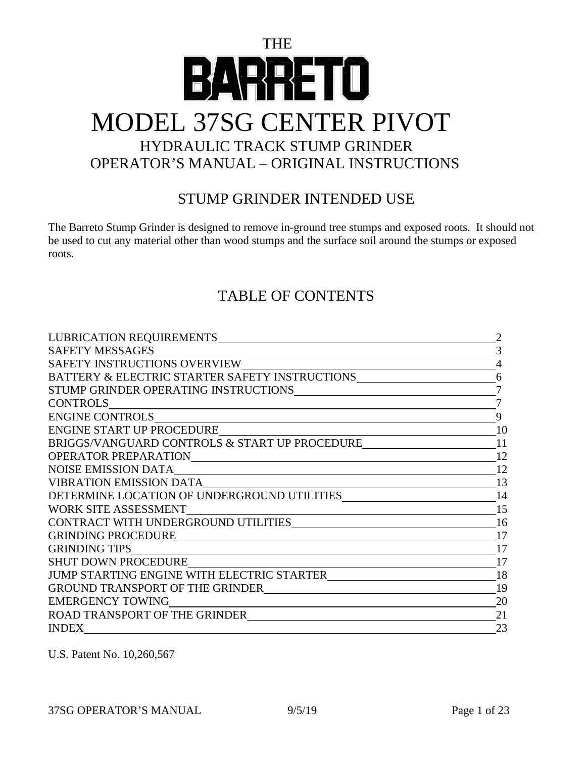THE

# BARRETO

# MODEL 37SG CENTER PIVOT

## HYDRAULIC TRACK STUMP GRINDER
## OPERATOR'S MANUAL – ORIGINAL INSTRUCTIONS

## STUMP GRINDER INTENDED USE

The Barreto Stump Grinder is designed to remove in-ground tree stumps and exposed roots. It should not be used to cut any material other than wood stumps and the surface soil around the stumps or exposed roots.

## TABLE OF CONTENTS

| | |
|---|---|
| LUBRICATION REQUIREMENTS | 2 |
| SAFETY MESSAGES | 3 |
| SAFETY INSTRUCTIONS OVERVIEW | 4 |
| BATTERY & ELECTRIC STARTER SAFETY INSTRUCTIONS | 6 |
| STUMP GRINDER OPERATING INSTRUCTIONS | 7 |
| CONTROLS | 7 |
| ENGINE CONTROLS | 9 |
| ENGINE START UP PROCEDURE | 10 |
| BRIGGS/VANGUARD CONTROLS & START UP PROCEDURE | 11 |
| OPERATOR PREPARATION | 12 |
| NOISE EMISSION DATA | 12 |
| VIBRATION EMISSION DATA | 13 |
| DETERMINE LOCATION OF UNDERGROUND UTILITIES | 14 |
| WORK SITE ASSESSMENT | 15 |
| CONTRACT WITH UNDERGROUND UTILITIES | 16 |
| GRINDING PROCEDURE | 17 |
| GRINDING TIPS | 17 |
| SHUT DOWN PROCEDURE | 17 |
| JUMP STARTING ENGINE WITH ELECTRIC STARTER | 18 |
| GROUND TRANSPORT OF THE GRINDER | 19 |
| EMERGENCY TOWING | 20 |
| ROAD TRANSPORT OF THE GRINDER | 21 |
| INDEX | 23 |

U.S. Patent No. 10,260,567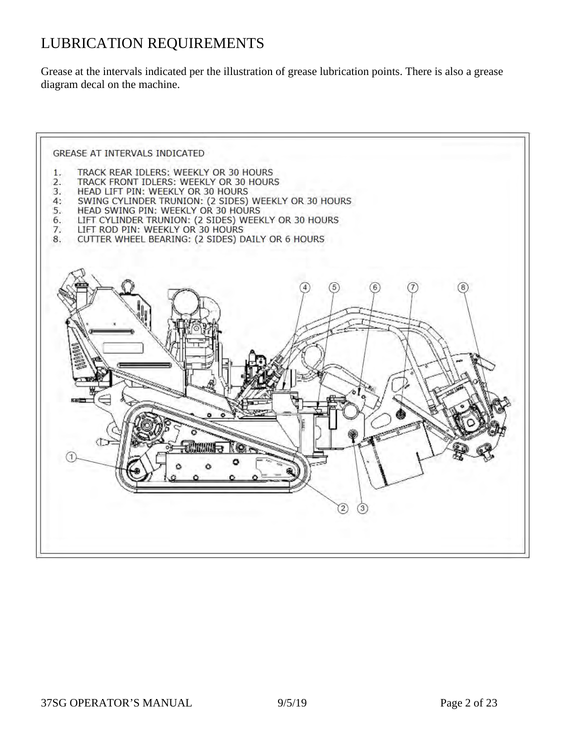# LUBRICATION REQUIREMENTS

Grease at the intervals indicated per the illustration of grease lubrication points. There is also a grease diagram decal on the machine.

GREASE AT INTERVALS INDICATED

1. TRACK REAR IDLERS: WEEKLY OR 30 HOURS
2. TRACK FRONT IDLERS: WEEKLY OR 30 HOURS
3. HEAD LIFT PIN: WEEKLY OR 30 HOURS
4: SWING CYLINDER TRUNION: (2 SIDES) WEEKLY OR 30 HOURS
5. HEAD SWING PIN: WEEKLY OR 30 HOURS
6. LIFT CYLINDER TRUNION: (2 SIDES) WEEKLY OR 30 HOURS
7. LIFT ROD PIN: WEEKLY OR 30 HOURS
8. CUTTER WHEEL BEARING: (2 SIDES) DAILY OR 6 HOURS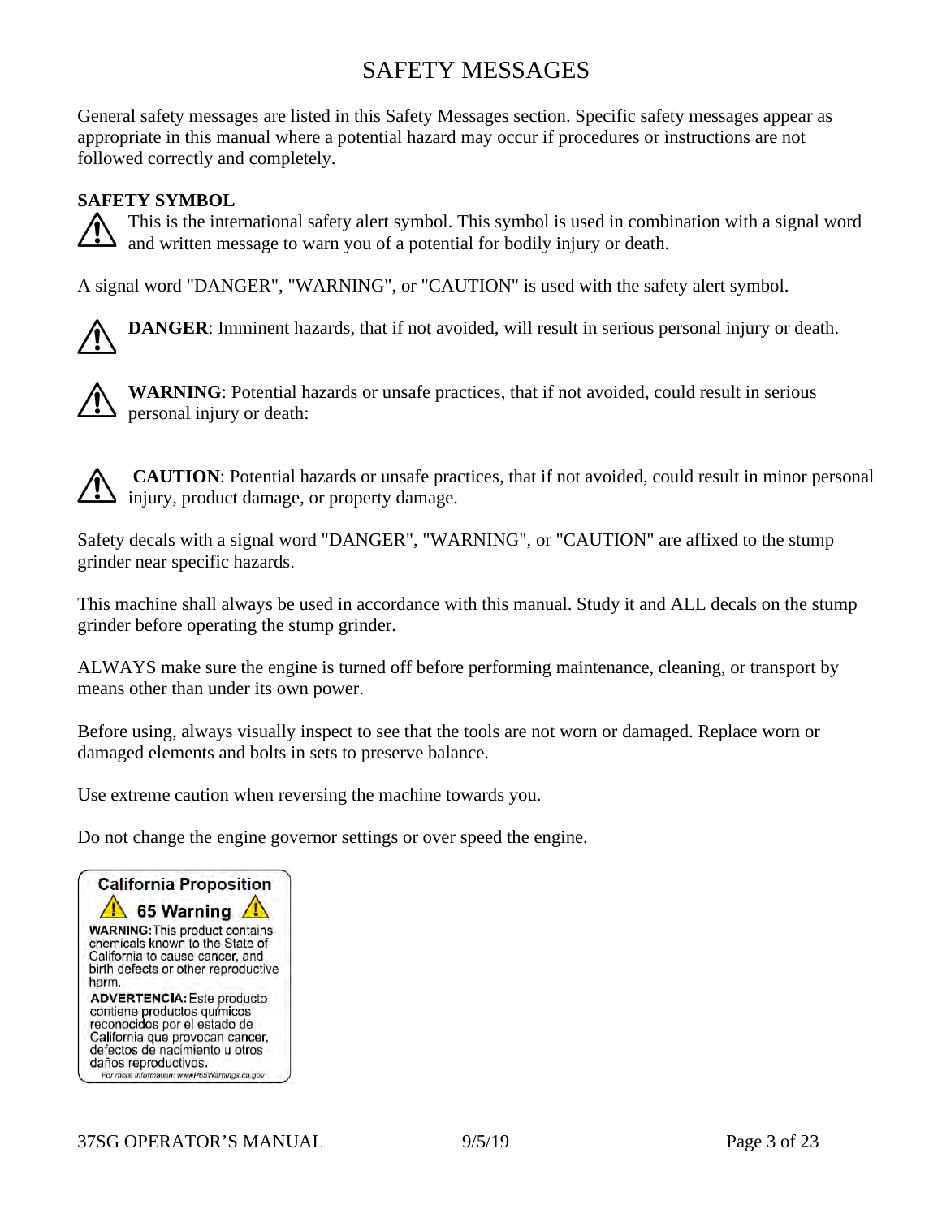# SAFETY MESSAGES

General safety messages are listed in this Safety Messages section. Specific safety messages appear as appropriate in this manual where a potential hazard may occur if procedures or instructions are not followed correctly and completely.

**SAFETY SYMBOL**

⚠ This is the international safety alert symbol. This symbol is used in combination with a signal word and written message to warn you of a potential for bodily injury or death.

A signal word "DANGER", "WARNING", or "CAUTION" is used with the safety alert symbol.

⚠ **DANGER**: Imminent hazards, that if not avoided, will result in serious personal injury or death.

⚠ **WARNING**: Potential hazards or unsafe practices, that if not avoided, could result in serious personal injury or death:

⚠ **CAUTION**: Potential hazards or unsafe practices, that if not avoided, could result in minor personal injury, product damage, or property damage.

Safety decals with a signal word "DANGER", "WARNING", or "CAUTION" are affixed to the stump grinder near specific hazards.

This machine shall always be used in accordance with this manual. Study it and ALL decals on the stump grinder before operating the stump grinder.

ALWAYS make sure the engine is turned off before performing maintenance, cleaning, or transport by means other than under its own power.

Before using, always visually inspect to see that the tools are not worn or damaged. Replace worn or damaged elements and bolts in sets to preserve balance.

Use extreme caution when reversing the machine towards you.

Do not change the engine governor settings or over speed the engine.

**California Proposition**
**⚠ 65 Warning ⚠**

**WARNING:** This product contains chemicals known to the State of California to cause cancer, and birth defects or other reproductive harm.

**ADVERTENCIA:** Este producto contiene productos químicos reconocidos por el estado de California que provocan cancer, defectos de nacimiento u otros daños reproductivos.

For more information: www.P65Warnings.ca.gov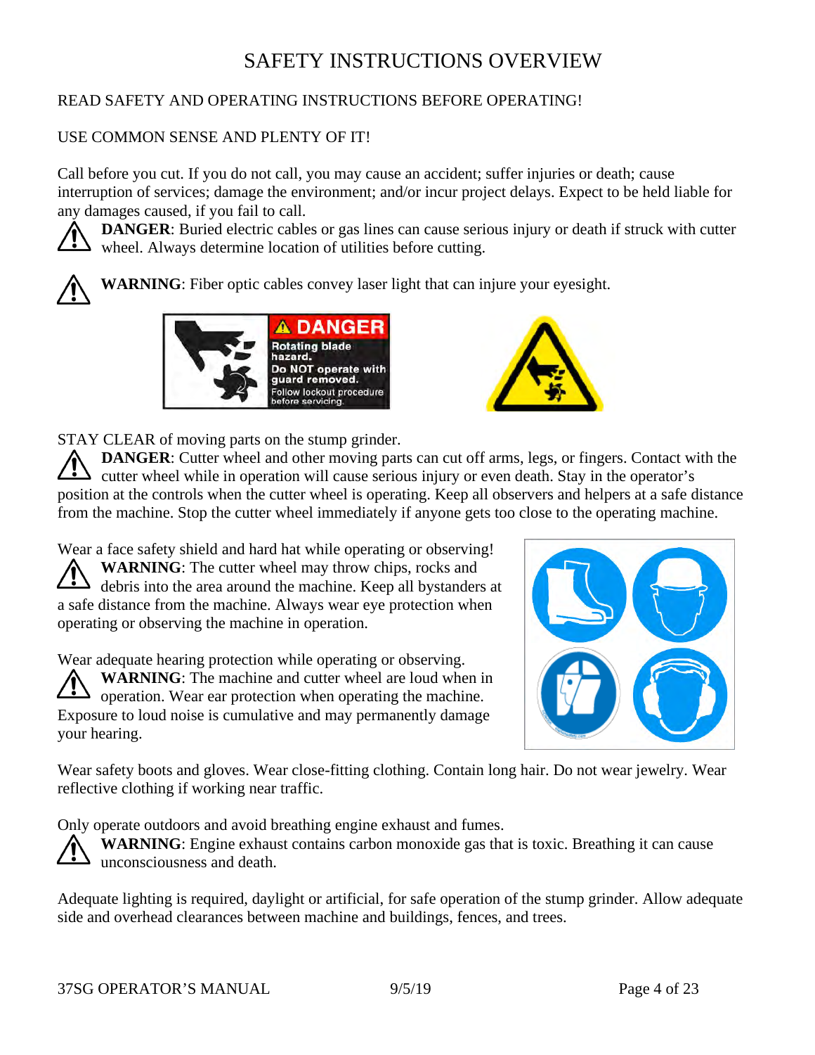# SAFETY INSTRUCTIONS OVERVIEW

READ SAFETY AND OPERATING INSTRUCTIONS BEFORE OPERATING!

USE COMMON SENSE AND PLENTY OF IT!

Call before you cut. If you do not call, you may cause an accident; suffer injuries or death; cause interruption of services; damage the environment; and/or incur project delays. Expect to be held liable for any damages caused, if you fail to call.

**DANGER**: Buried electric cables or gas lines can cause serious injury or death if struck with cutter wheel. Always determine location of utilities before cutting.

**WARNING**: Fiber optic cables convey laser light that can injure your eyesight.

STAY CLEAR of moving parts on the stump grinder.

**DANGER**: Cutter wheel and other moving parts can cut off arms, legs, or fingers. Contact with the cutter wheel while in operation will cause serious injury or even death. Stay in the operator's position at the controls when the cutter wheel is operating. Keep all observers and helpers at a safe distance from the machine. Stop the cutter wheel immediately if anyone gets too close to the operating machine.

Wear a face safety shield and hard hat while operating or observing!

**WARNING**: The cutter wheel may throw chips, rocks and debris into the area around the machine. Keep all bystanders at a safe distance from the machine. Always wear eye protection when operating or observing the machine in operation.

Wear adequate hearing protection while operating or observing.

**WARNING**: The machine and cutter wheel are loud when in operation. Wear ear protection when operating the machine. Exposure to loud noise is cumulative and may permanently damage your hearing.

Wear safety boots and gloves. Wear close-fitting clothing. Contain long hair. Do not wear jewelry. Wear reflective clothing if working near traffic.

Only operate outdoors and avoid breathing engine exhaust and fumes.

**WARNING**: Engine exhaust contains carbon monoxide gas that is toxic. Breathing it can cause unconsciousness and death.

Adequate lighting is required, daylight or artificial, for safe operation of the stump grinder. Allow adequate side and overhead clearances between machine and buildings, fences, and trees.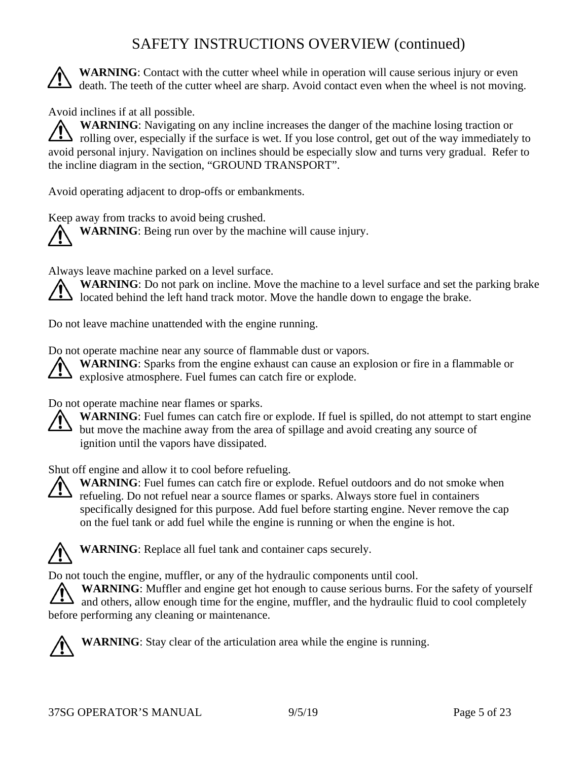# SAFETY INSTRUCTIONS OVERVIEW (continued)

⚠ **WARNING**: Contact with the cutter wheel while in operation will cause serious injury or even death. The teeth of the cutter wheel are sharp. Avoid contact even when the wheel is not moving.

Avoid inclines if at all possible.

⚠ **WARNING**: Navigating on any incline increases the danger of the machine losing traction or rolling over, especially if the surface is wet. If you lose control, get out of the way immediately to avoid personal injury. Navigation on inclines should be especially slow and turns very gradual. Refer to the incline diagram in the section, "GROUND TRANSPORT".

Avoid operating adjacent to drop-offs or embankments.

Keep away from tracks to avoid being crushed.

⚠ **WARNING**: Being run over by the machine will cause injury.

Always leave machine parked on a level surface.

⚠ **WARNING**: Do not park on incline. Move the machine to a level surface and set the parking brake located behind the left hand track motor. Move the handle down to engage the brake.

Do not leave machine unattended with the engine running.

Do not operate machine near any source of flammable dust or vapors.

⚠ **WARNING**: Sparks from the engine exhaust can cause an explosion or fire in a flammable or explosive atmosphere. Fuel fumes can catch fire or explode.

Do not operate machine near flames or sparks.

⚠ **WARNING**: Fuel fumes can catch fire or explode. If fuel is spilled, do not attempt to start engine but move the machine away from the area of spillage and avoid creating any source of ignition until the vapors have dissipated.

Shut off engine and allow it to cool before refueling.

⚠ **WARNING**: Fuel fumes can catch fire or explode. Refuel outdoors and do not smoke when refueling. Do not refuel near a source flames or sparks. Always store fuel in containers specifically designed for this purpose. Add fuel before starting engine. Never remove the cap on the fuel tank or add fuel while the engine is running or when the engine is hot.

⚠ **WARNING**: Replace all fuel tank and container caps securely.

Do not touch the engine, muffler, or any of the hydraulic components until cool.

⚠ **WARNING**: Muffler and engine get hot enough to cause serious burns. For the safety of yourself and others, allow enough time for the engine, muffler, and the hydraulic fluid to cool completely before performing any cleaning or maintenance.

⚠ **WARNING**: Stay clear of the articulation area while the engine is running.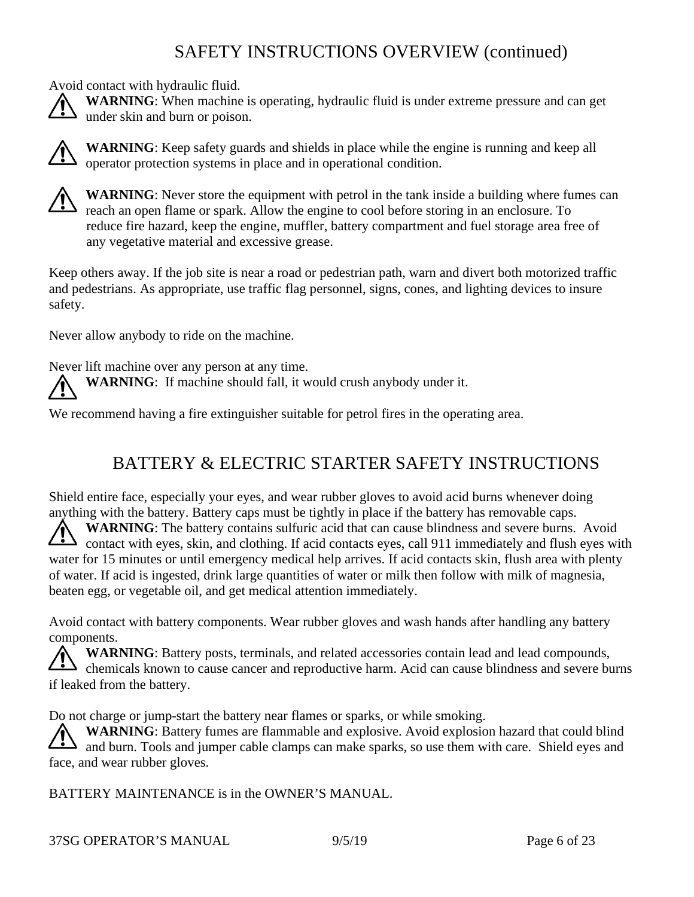## SAFETY INSTRUCTIONS OVERVIEW (continued)

Avoid contact with hydraulic fluid.

⚠ **WARNING**: When machine is operating, hydraulic fluid is under extreme pressure and can get under skin and burn or poison.

⚠ **WARNING**: Keep safety guards and shields in place while the engine is running and keep all operator protection systems in place and in operational condition.

⚠ **WARNING**: Never store the equipment with petrol in the tank inside a building where fumes can reach an open flame or spark. Allow the engine to cool before storing in an enclosure. To reduce fire hazard, keep the engine, muffler, battery compartment and fuel storage area free of any vegetative material and excessive grease.

Keep others away. If the job site is near a road or pedestrian path, warn and divert both motorized traffic and pedestrians. As appropriate, use traffic flag personnel, signs, cones, and lighting devices to insure safety.

Never allow anybody to ride on the machine.

Never lift machine over any person at any time.

⚠ **WARNING**: If machine should fall, it would crush anybody under it.

We recommend having a fire extinguisher suitable for petrol fires in the operating area.

## BATTERY & ELECTRIC STARTER SAFETY INSTRUCTIONS

Shield entire face, especially your eyes, and wear rubber gloves to avoid acid burns whenever doing anything with the battery. Battery caps must be tightly in place if the battery has removable caps.

⚠ **WARNING**: The battery contains sulfuric acid that can cause blindness and severe burns. Avoid contact with eyes, skin, and clothing. If acid contacts eyes, call 911 immediately and flush eyes with water for 15 minutes or until emergency medical help arrives. If acid contacts skin, flush area with plenty of water. If acid is ingested, drink large quantities of water or milk then follow with milk of magnesia, beaten egg, or vegetable oil, and get medical attention immediately.

Avoid contact with battery components. Wear rubber gloves and wash hands after handling any battery components.

⚠ **WARNING**: Battery posts, terminals, and related accessories contain lead and lead compounds, chemicals known to cause cancer and reproductive harm. Acid can cause blindness and severe burns if leaked from the battery.

Do not charge or jump-start the battery near flames or sparks, or while smoking.

⚠ **WARNING**: Battery fumes are flammable and explosive. Avoid explosion hazard that could blind and burn. Tools and jumper cable clamps can make sparks, so use them with care. Shield eyes and face, and wear rubber gloves.

BATTERY MAINTENANCE is in the OWNER'S MANUAL.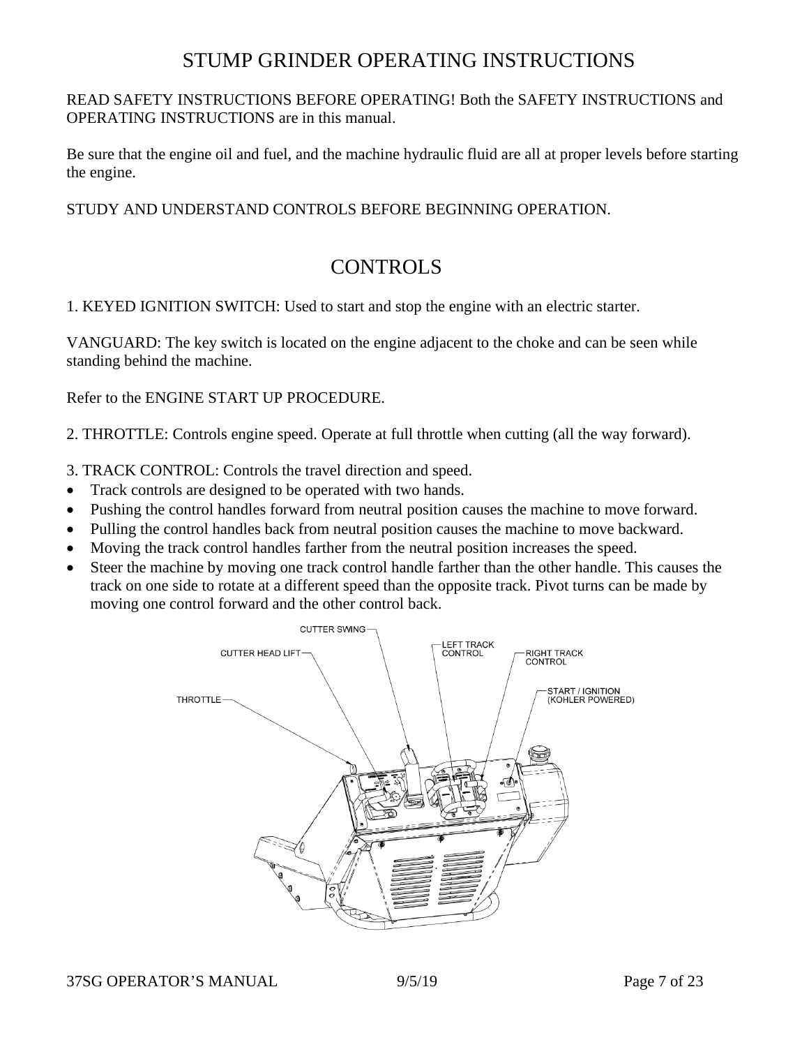# STUMP GRINDER OPERATING INSTRUCTIONS

READ SAFETY INSTRUCTIONS BEFORE OPERATING! Both the SAFETY INSTRUCTIONS and OPERATING INSTRUCTIONS are in this manual.

Be sure that the engine oil and fuel, and the machine hydraulic fluid are all at proper levels before starting the engine.

STUDY AND UNDERSTAND CONTROLS BEFORE BEGINNING OPERATION.

# CONTROLS

1. KEYED IGNITION SWITCH: Used to start and stop the engine with an electric starter.

VANGUARD: The key switch is located on the engine adjacent to the choke and can be seen while standing behind the machine.

Refer to the ENGINE START UP PROCEDURE.

2. THROTTLE: Controls engine speed. Operate at full throttle when cutting (all the way forward).

3. TRACK CONTROL: Controls the travel direction and speed.

- Track controls are designed to be operated with two hands.
- Pushing the control handles forward from neutral position causes the machine to move forward.
- Pulling the control handles back from neutral position causes the machine to move backward.
- Moving the track control handles farther from the neutral position increases the speed.
- Steer the machine by moving one track control handle farther than the other handle. This causes the track on one side to rotate at a different speed than the opposite track. Pivot turns can be made by moving one control forward and the other control back.

CUTTER SWING
CUTTER HEAD LIFT
LEFT TRACK CONTROL
RIGHT TRACK CONTROL
THROTTLE
START / IGNITION (KOHLER POWERED)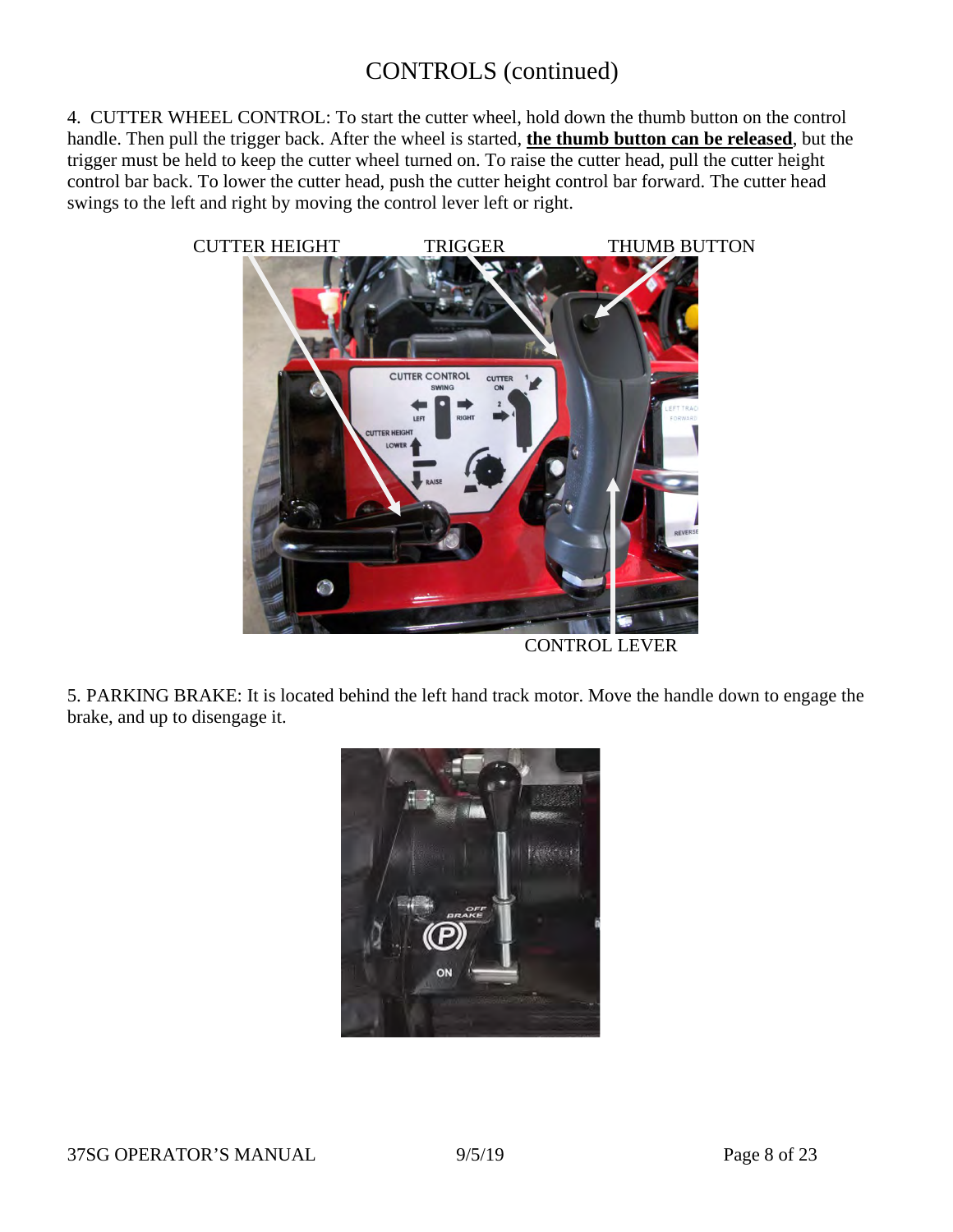# CONTROLS (continued)

4. CUTTER WHEEL CONTROL: To start the cutter wheel, hold down the thumb button on the control handle. Then pull the trigger back. After the wheel is started, **the thumb button can be released**, but the trigger must be held to keep the cutter wheel turned on. To raise the cutter head, pull the cutter height control bar back. To lower the cutter head, push the cutter height control bar forward. The cutter head swings to the left and right by moving the control lever left or right.

CUTTER HEIGHT TRIGGER THUMB BUTTON

CONTROL LEVER

5. PARKING BRAKE: It is located behind the left hand track motor. Move the handle down to engage the brake, and up to disengage it.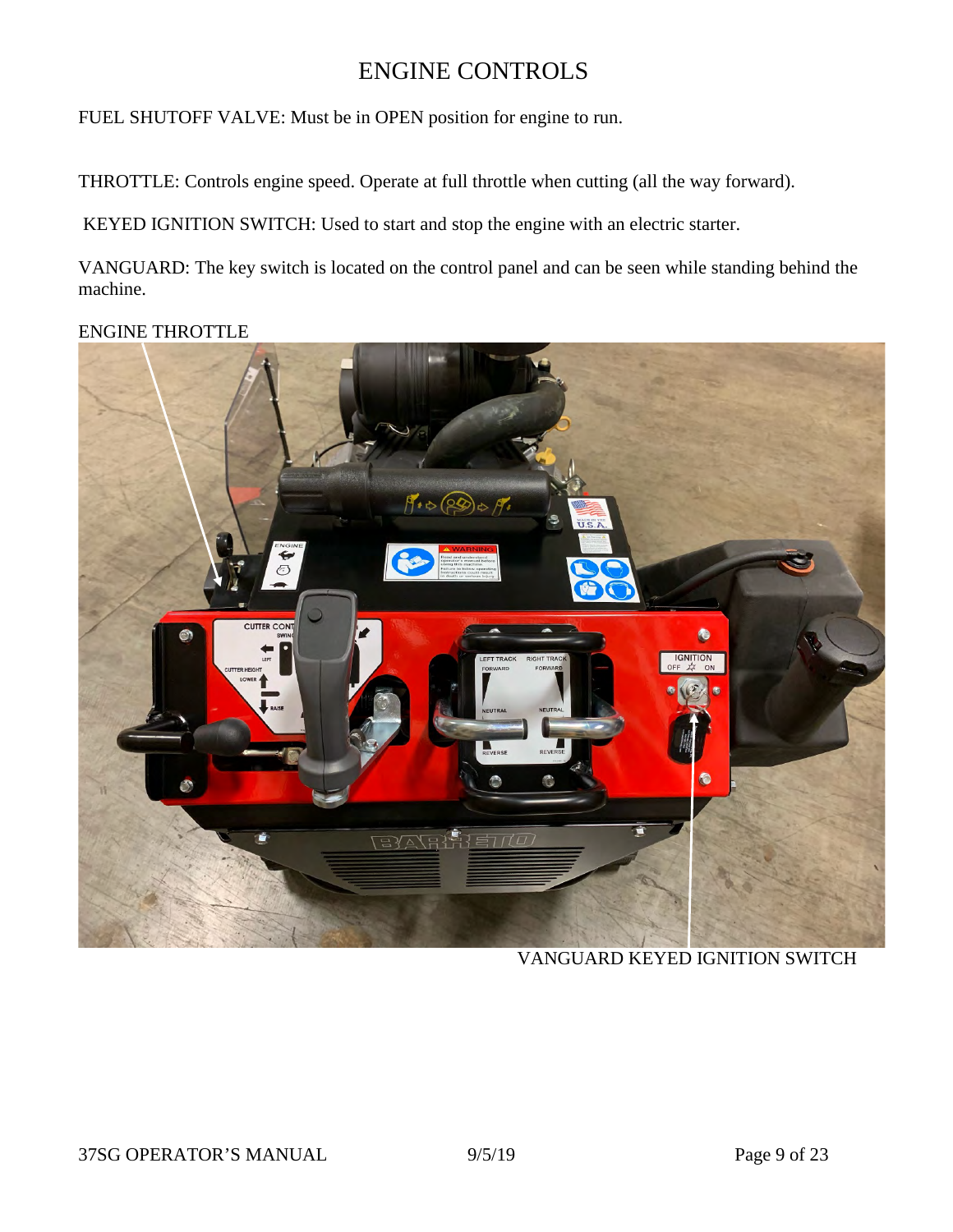# ENGINE CONTROLS

FUEL SHUTOFF VALVE: Must be in OPEN position for engine to run.

THROTTLE: Controls engine speed. Operate at full throttle when cutting (all the way forward).

KEYED IGNITION SWITCH: Used to start and stop the engine with an electric starter.

VANGUARD: The key switch is located on the control panel and can be seen while standing behind the machine.

ENGINE THROTTLE

VANGUARD KEYED IGNITION SWITCH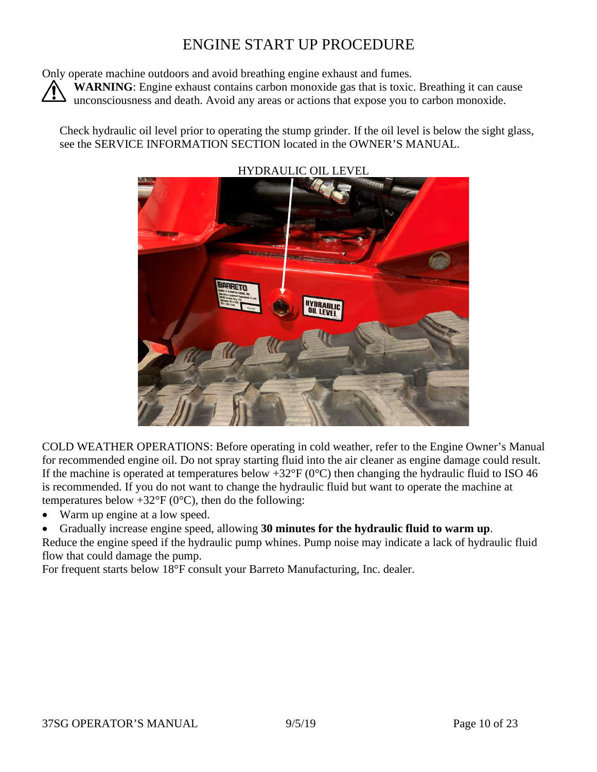# ENGINE START UP PROCEDURE

Only operate machine outdoors and avoid breathing engine exhaust and fumes.

⚠ **WARNING**: Engine exhaust contains carbon monoxide gas that is toxic. Breathing it can cause unconsciousness and death. Avoid any areas or actions that expose you to carbon monoxide.

Check hydraulic oil level prior to operating the stump grinder. If the oil level is below the sight glass, see the SERVICE INFORMATION SECTION located in the OWNER'S MANUAL.

HYDRAULIC OIL LEVEL

COLD WEATHER OPERATIONS: Before operating in cold weather, refer to the Engine Owner's Manual for recommended engine oil. Do not spray starting fluid into the air cleaner as engine damage could result. If the machine is operated at temperatures below +32°F (0°C) then changing the hydraulic fluid to ISO 46 is recommended. If you do not want to change the hydraulic fluid but want to operate the machine at temperatures below +32°F (0°C), then do the following:

- Warm up engine at a low speed.
- Gradually increase engine speed, allowing **30 minutes for the hydraulic fluid to warm up**.

Reduce the engine speed if the hydraulic pump whines. Pump noise may indicate a lack of hydraulic fluid flow that could damage the pump.

For frequent starts below 18°F consult your Barreto Manufacturing, Inc. dealer.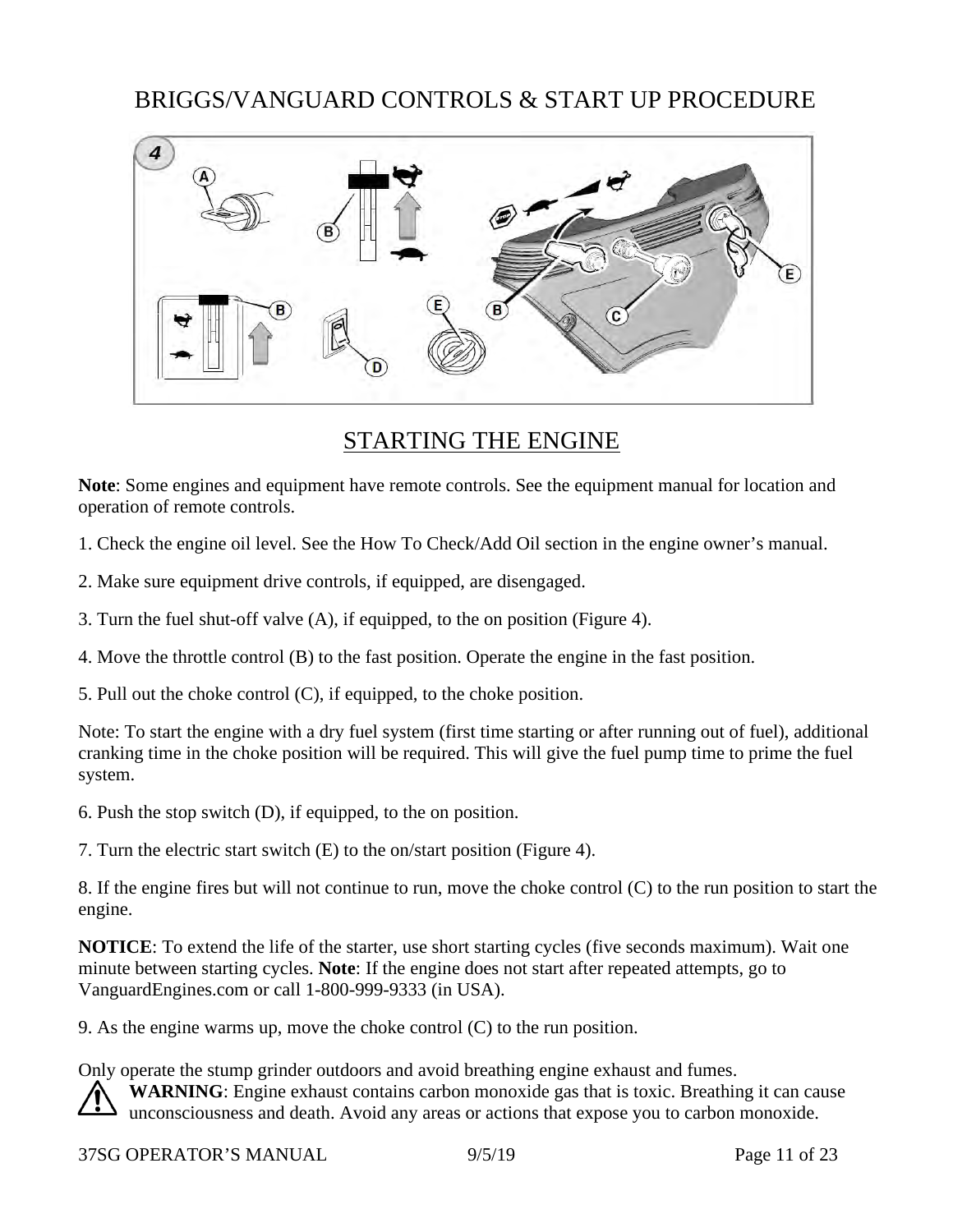# BRIGGS/VANGUARD CONTROLS & START UP PROCEDURE

## STARTING THE ENGINE

**Note**: Some engines and equipment have remote controls. See the equipment manual for location and operation of remote controls.

1. Check the engine oil level. See the How To Check/Add Oil section in the engine owner's manual.

2. Make sure equipment drive controls, if equipped, are disengaged.

3. Turn the fuel shut-off valve (A), if equipped, to the on position (Figure 4).

4. Move the throttle control (B) to the fast position. Operate the engine in the fast position.

5. Pull out the choke control (C), if equipped, to the choke position.

Note: To start the engine with a dry fuel system (first time starting or after running out of fuel), additional cranking time in the choke position will be required. This will give the fuel pump time to prime the fuel system.

6. Push the stop switch (D), if equipped, to the on position.

7. Turn the electric start switch (E) to the on/start position (Figure 4).

8. If the engine fires but will not continue to run, move the choke control (C) to the run position to start the engine.

**NOTICE**: To extend the life of the starter, use short starting cycles (five seconds maximum). Wait one minute between starting cycles. **Note**: If the engine does not start after repeated attempts, go to VanguardEngines.com or call 1-800-999-9333 (in USA).

9. As the engine warms up, move the choke control (C) to the run position.

Only operate the stump grinder outdoors and avoid breathing engine exhaust and fumes.

**WARNING**: Engine exhaust contains carbon monoxide gas that is toxic. Breathing it can cause unconsciousness and death. Avoid any areas or actions that expose you to carbon monoxide.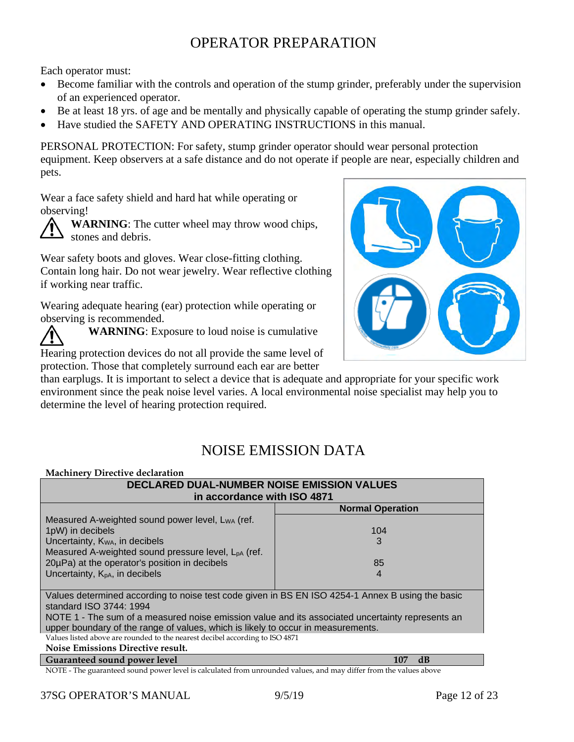# OPERATOR PREPARATION

Each operator must:

- Become familiar with the controls and operation of the stump grinder, preferably under the supervision of an experienced operator.
- Be at least 18 yrs. of age and be mentally and physically capable of operating the stump grinder safely.
- Have studied the SAFETY AND OPERATING INSTRUCTIONS in this manual.

PERSONAL PROTECTION: For safety, stump grinder operator should wear personal protection equipment. Keep observers at a safe distance and do not operate if people are near, especially children and pets.

Wear a face safety shield and hard hat while operating or observing!

⚠ **WARNING**: The cutter wheel may throw wood chips, stones and debris.

Wear safety boots and gloves. Wear close-fitting clothing. Contain long hair. Do not wear jewelry. Wear reflective clothing if working near traffic.

Wearing adequate hearing (ear) protection while operating or observing is recommended.

⚠ **WARNING**: Exposure to loud noise is cumulative

Hearing protection devices do not all provide the same level of protection. Those that completely surround each ear are better than earplugs. It is important to select a device that is adequate and appropriate for your specific work environment since the peak noise level varies. A local environmental noise specialist may help you to determine the level of hearing protection required.

# NOISE EMISSION DATA

**Machinery Directive declaration**

| **DECLARED DUAL-NUMBER NOISE EMISSION VALUES in accordance with ISO 4871** | |
|---|---|
| | **Normal Operation** |
| Measured A-weighted sound power level, $L_{WA}$ (ref. 1pW) in decibels | 104 |
| Uncertainty, $K_{WA}$, in decibels | 3 |
| Measured A-weighted sound pressure level, $L_{pA}$ (ref. 20µPa) at the operator's position in decibels | 85 |
| Uncertainty, $K_{pA}$, in decibels | 4 |

Values determined according to noise test code given in BS EN ISO 4254-1 Annex B using the basic standard ISO 3744: 1994

NOTE 1 - The sum of a measured noise emission value and its associated uncertainty represents an upper boundary of the range of values, which is likely to occur in measurements.

Values listed above are rounded to the nearest decibel according to ISO 4871

**Noise Emissions Directive result.**

| **Guaranteed sound power level** | **107 dB** |
|---|---|

NOTE - The guaranteed sound power level is calculated from unrounded values, and may differ from the values above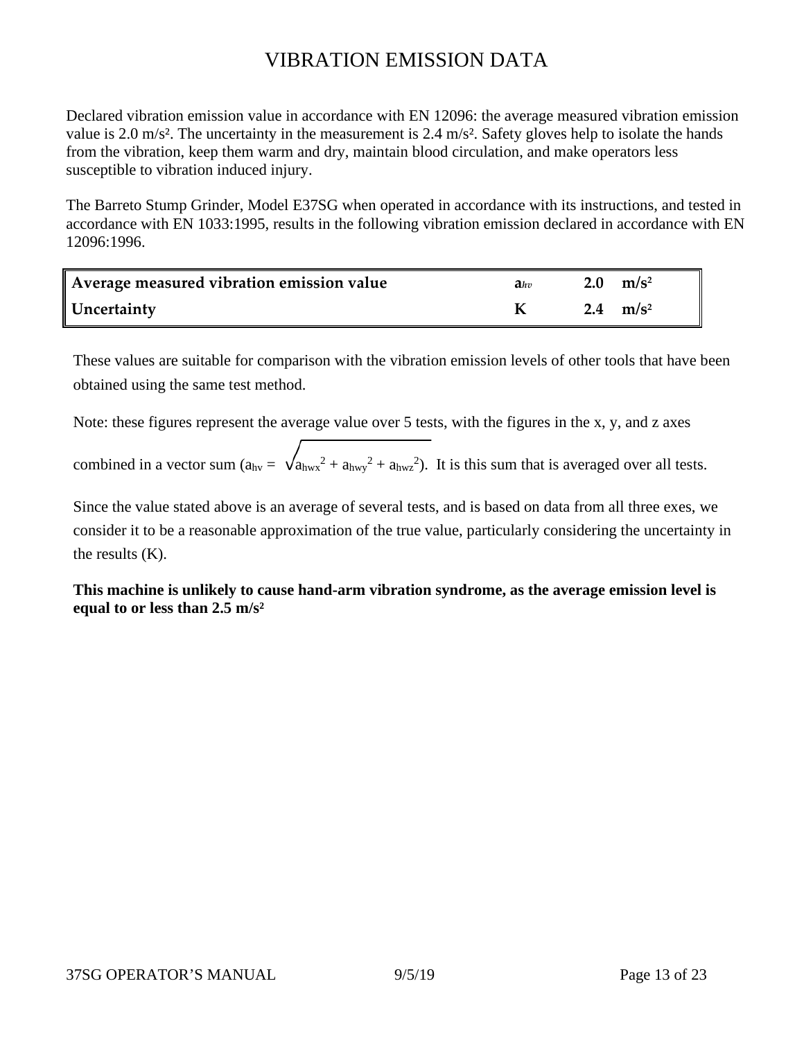# VIBRATION EMISSION DATA

Declared vibration emission value in accordance with EN 12096: the average measured vibration emission value is 2.0 m/s². The uncertainty in the measurement is 2.4 m/s². Safety gloves help to isolate the hands from the vibration, keep them warm and dry, maintain blood circulation, and make operators less susceptible to vibration induced injury.

The Barreto Stump Grinder, Model E37SG when operated in accordance with its instructions, and tested in accordance with EN 1033:1995, results in the following vibration emission declared in accordance with EN 12096:1996.

| | | | |
|---|---|---|---|
| **Average measured vibration emission value** | $a_{hv}$ | **2.0** | **m/s²** |
| **Uncertainty** | **K** | **2.4** | **m/s²** |

These values are suitable for comparison with the vibration emission levels of other tools that have been obtained using the same test method.

Note: these figures represent the average value over 5 tests, with the figures in the x, y, and z axes combined in a vector sum ($a_{hv} = \sqrt{a_{hwx}^2 + a_{hwy}^2 + a_{hwz}^2}$). It is this sum that is averaged over all tests.

Since the value stated above is an average of several tests, and is based on data from all three exes, we consider it to be a reasonable approximation of the true value, particularly considering the uncertainty in the results (K).

**This machine is unlikely to cause hand-arm vibration syndrome, as the average emission level is equal to or less than 2.5 m/s²**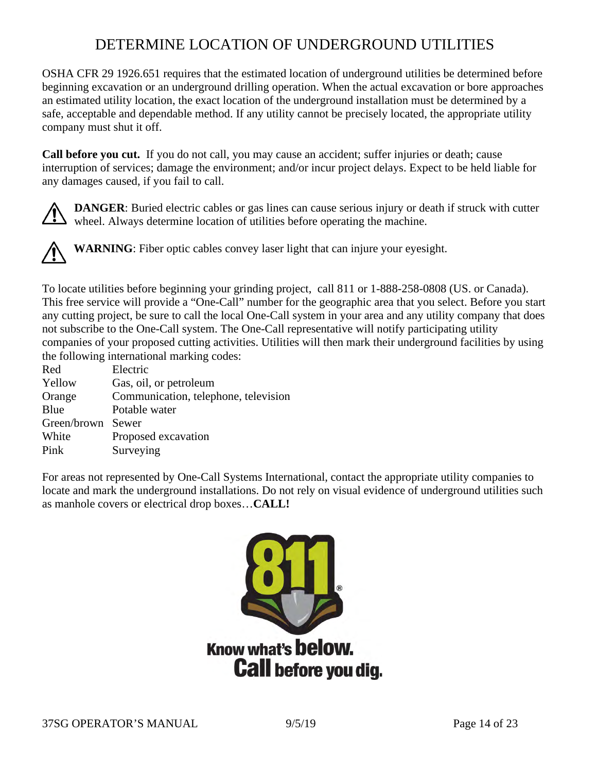# DETERMINE LOCATION OF UNDERGROUND UTILITIES

OSHA CFR 29 1926.651 requires that the estimated location of underground utilities be determined before beginning excavation or an underground drilling operation. When the actual excavation or bore approaches an estimated utility location, the exact location of the underground installation must be determined by a safe, acceptable and dependable method. If any utility cannot be precisely located, the appropriate utility company must shut it off.

**Call before you cut.** If you do not call, you may cause an accident; suffer injuries or death; cause interruption of services; damage the environment; and/or incur project delays. Expect to be held liable for any damages caused, if you fail to call.

⚠ **DANGER**: Buried electric cables or gas lines can cause serious injury or death if struck with cutter wheel. Always determine location of utilities before operating the machine.

⚠ **WARNING**: Fiber optic cables convey laser light that can injure your eyesight.

To locate utilities before beginning your grinding project, call 811 or 1-888-258-0808 (US. or Canada). This free service will provide a "One-Call" number for the geographic area that you select. Before you start any cutting project, be sure to call the local One-Call system in your area and any utility company that does not subscribe to the One-Call system. The One-Call representative will notify participating utility companies of your proposed cutting activities. Utilities will then mark their underground facilities by using the following international marking codes:

| | |
|---|---|
| Red | Electric |
| Yellow | Gas, oil, or petroleum |
| Orange | Communication, telephone, television |
| Blue | Potable water |
| Green/brown | Sewer |
| White | Proposed excavation |
| Pink | Surveying |

For areas not represented by One-Call Systems International, contact the appropriate utility companies to locate and mark the underground installations. Do not rely on visual evidence of underground utilities such as manhole covers or electrical drop boxes…**CALL!**

811®

**Know what's below. Call before you dig.**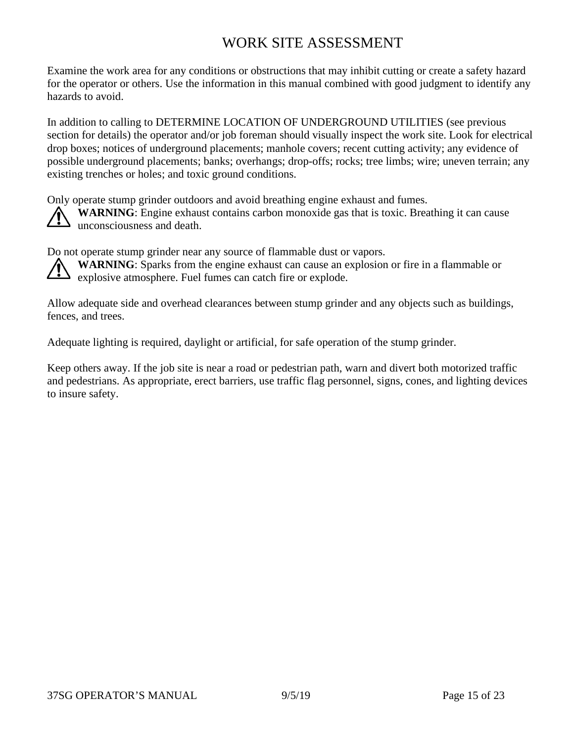# WORK SITE ASSESSMENT

Examine the work area for any conditions or obstructions that may inhibit cutting or create a safety hazard for the operator or others. Use the information in this manual combined with good judgment to identify any hazards to avoid.

In addition to calling to DETERMINE LOCATION OF UNDERGROUND UTILITIES (see previous section for details) the operator and/or job foreman should visually inspect the work site. Look for electrical drop boxes; notices of underground placements; manhole covers; recent cutting activity; any evidence of possible underground placements; banks; overhangs; drop-offs; rocks; tree limbs; wire; uneven terrain; any existing trenches or holes; and toxic ground conditions.

Only operate stump grinder outdoors and avoid breathing engine exhaust and fumes.

⚠ **WARNING**: Engine exhaust contains carbon monoxide gas that is toxic. Breathing it can cause unconsciousness and death.

Do not operate stump grinder near any source of flammable dust or vapors.

⚠ **WARNING**: Sparks from the engine exhaust can cause an explosion or fire in a flammable or explosive atmosphere. Fuel fumes can catch fire or explode.

Allow adequate side and overhead clearances between stump grinder and any objects such as buildings, fences, and trees.

Adequate lighting is required, daylight or artificial, for safe operation of the stump grinder.

Keep others away. If the job site is near a road or pedestrian path, warn and divert both motorized traffic and pedestrians. As appropriate, erect barriers, use traffic flag personnel, signs, cones, and lighting devices to insure safety.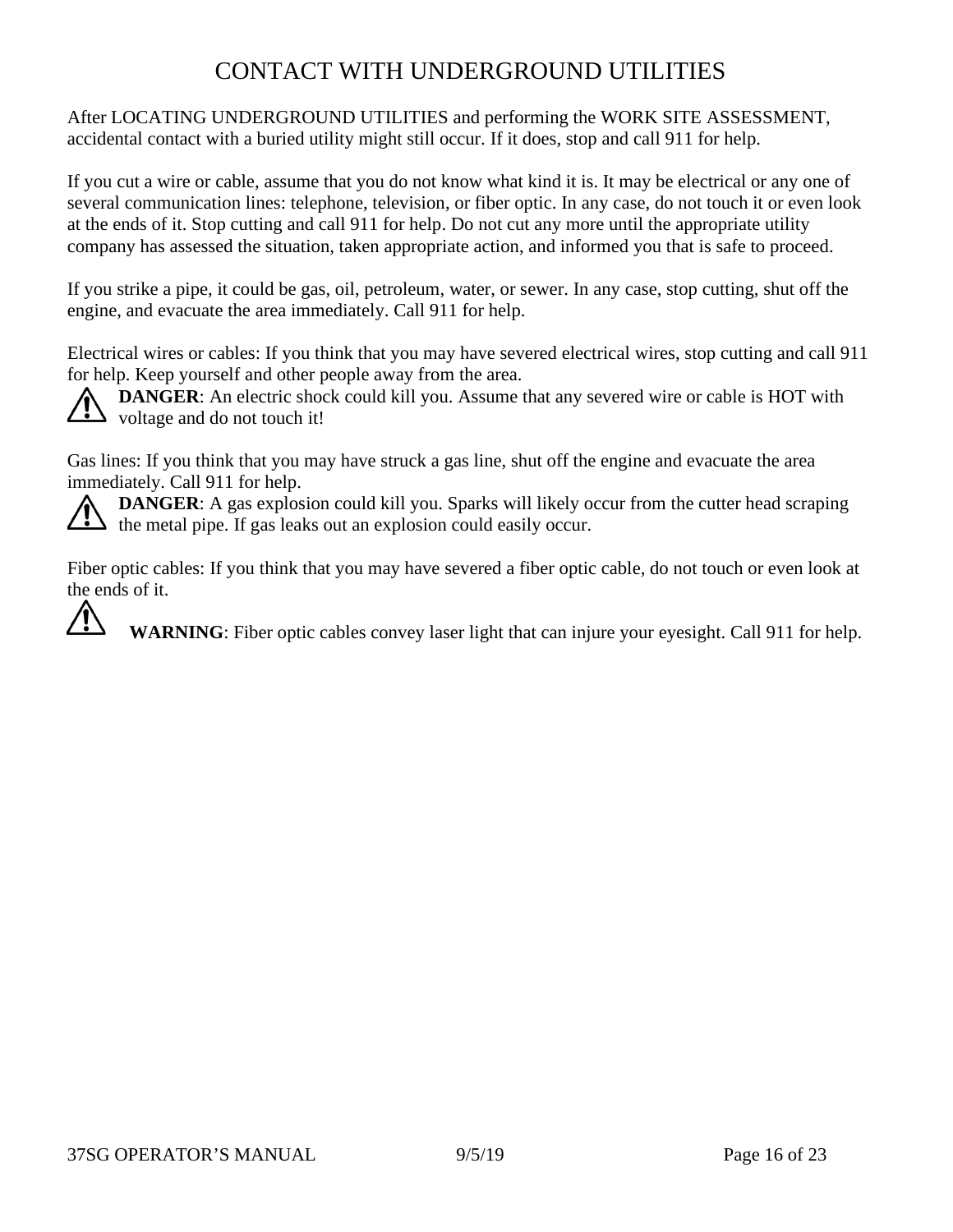# CONTACT WITH UNDERGROUND UTILITIES

After LOCATING UNDERGROUND UTILITIES and performing the WORK SITE ASSESSMENT, accidental contact with a buried utility might still occur. If it does, stop and call 911 for help.

If you cut a wire or cable, assume that you do not know what kind it is. It may be electrical or any one of several communication lines: telephone, television, or fiber optic. In any case, do not touch it or even look at the ends of it. Stop cutting and call 911 for help. Do not cut any more until the appropriate utility company has assessed the situation, taken appropriate action, and informed you that is safe to proceed.

If you strike a pipe, it could be gas, oil, petroleum, water, or sewer. In any case, stop cutting, shut off the engine, and evacuate the area immediately. Call 911 for help.

Electrical wires or cables: If you think that you may have severed electrical wires, stop cutting and call 911 for help. Keep yourself and other people away from the area.

⚠ **DANGER**: An electric shock could kill you. Assume that any severed wire or cable is HOT with voltage and do not touch it!

Gas lines: If you think that you may have struck a gas line, shut off the engine and evacuate the area immediately. Call 911 for help.

⚠ **DANGER**: A gas explosion could kill you. Sparks will likely occur from the cutter head scraping the metal pipe. If gas leaks out an explosion could easily occur.

Fiber optic cables: If you think that you may have severed a fiber optic cable, do not touch or even look at the ends of it.

⚠ **WARNING**: Fiber optic cables convey laser light that can injure your eyesight. Call 911 for help.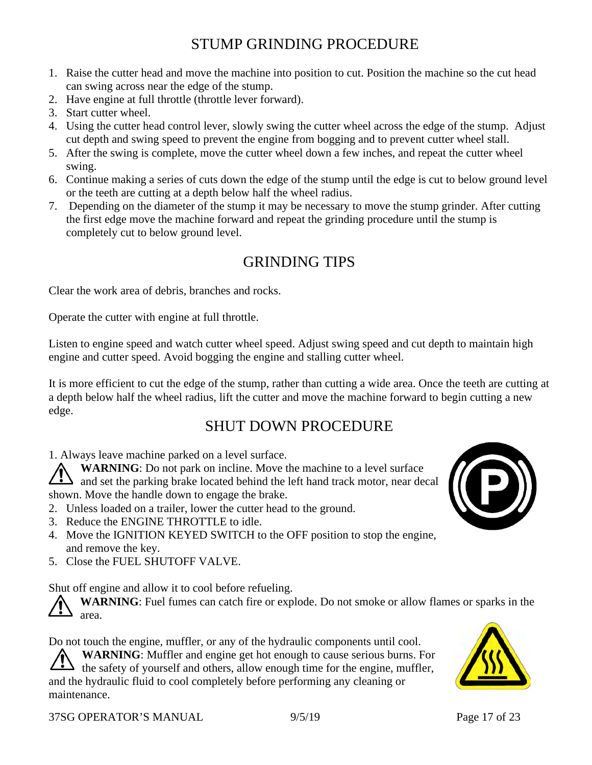# STUMP GRINDING PROCEDURE

1. Raise the cutter head and move the machine into position to cut. Position the machine so the cut head can swing across near the edge of the stump.
2. Have engine at full throttle (throttle lever forward).
3. Start cutter wheel.
4. Using the cutter head control lever, slowly swing the cutter wheel across the edge of the stump. Adjust cut depth and swing speed to prevent the engine from bogging and to prevent cutter wheel stall.
5. After the swing is complete, move the cutter wheel down a few inches, and repeat the cutter wheel swing.
6. Continue making a series of cuts down the edge of the stump until the edge is cut to below ground level or the teeth are cutting at a depth below half the wheel radius.
7. Depending on the diameter of the stump it may be necessary to move the stump grinder. After cutting the first edge move the machine forward and repeat the grinding procedure until the stump is completely cut to below ground level.

# GRINDING TIPS

Clear the work area of debris, branches and rocks.

Operate the cutter with engine at full throttle.

Listen to engine speed and watch cutter wheel speed. Adjust swing speed and cut depth to maintain high engine and cutter speed. Avoid bogging the engine and stalling cutter wheel.

It is more efficient to cut the edge of the stump, rather than cutting a wide area. Once the teeth are cutting at a depth below half the wheel radius, lift the cutter and move the machine forward to begin cutting a new edge.

# SHUT DOWN PROCEDURE

1. Always leave machine parked on a level surface.

⚠ **WARNING**: Do not park on incline. Move the machine to a level surface and set the parking brake located behind the left hand track motor, near decal shown. Move the handle down to engage the brake.

2. Unless loaded on a trailer, lower the cutter head to the ground.
3. Reduce the ENGINE THROTTLE to idle.
4. Move the IGNITION KEYED SWITCH to the OFF position to stop the engine, and remove the key.
5. Close the FUEL SHUTOFF VALVE.

Shut off engine and allow it to cool before refueling.

⚠ **WARNING**: Fuel fumes can catch fire or explode. Do not smoke or allow flames or sparks in the area.

Do not touch the engine, muffler, or any of the hydraulic components until cool.

⚠ **WARNING**: Muffler and engine get hot enough to cause serious burns. For the safety of yourself and others, allow enough time for the engine, muffler, and the hydraulic fluid to cool completely before performing any cleaning or maintenance.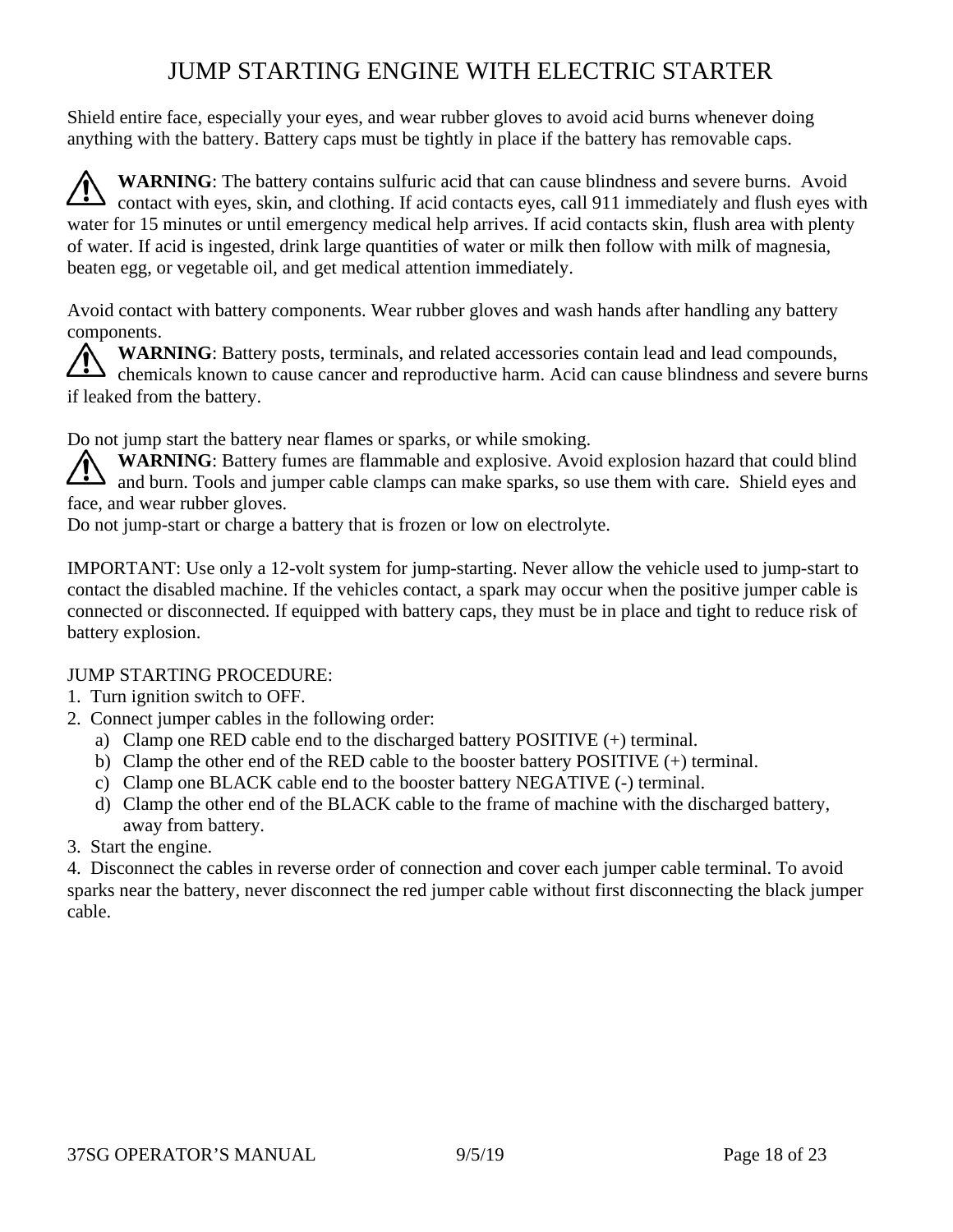# JUMP STARTING ENGINE WITH ELECTRIC STARTER

Shield entire face, especially your eyes, and wear rubber gloves to avoid acid burns whenever doing anything with the battery. Battery caps must be tightly in place if the battery has removable caps.

⚠ **WARNING**: The battery contains sulfuric acid that can cause blindness and severe burns. Avoid contact with eyes, skin, and clothing. If acid contacts eyes, call 911 immediately and flush eyes with water for 15 minutes or until emergency medical help arrives. If acid contacts skin, flush area with plenty of water. If acid is ingested, drink large quantities of water or milk then follow with milk of magnesia, beaten egg, or vegetable oil, and get medical attention immediately.

Avoid contact with battery components. Wear rubber gloves and wash hands after handling any battery components.

⚠ **WARNING**: Battery posts, terminals, and related accessories contain lead and lead compounds, chemicals known to cause cancer and reproductive harm. Acid can cause blindness and severe burns if leaked from the battery.

Do not jump start the battery near flames or sparks, or while smoking.

⚠ **WARNING**: Battery fumes are flammable and explosive. Avoid explosion hazard that could blind and burn. Tools and jumper cable clamps can make sparks, so use them with care. Shield eyes and face, and wear rubber gloves.

Do not jump-start or charge a battery that is frozen or low on electrolyte.

IMPORTANT: Use only a 12-volt system for jump-starting. Never allow the vehicle used to jump-start to contact the disabled machine. If the vehicles contact, a spark may occur when the positive jumper cable is connected or disconnected. If equipped with battery caps, they must be in place and tight to reduce risk of battery explosion.

JUMP STARTING PROCEDURE:

1. Turn ignition switch to OFF.
2. Connect jumper cables in the following order:
   a) Clamp one RED cable end to the discharged battery POSITIVE (+) terminal.
   b) Clamp the other end of the RED cable to the booster battery POSITIVE (+) terminal.
   c) Clamp one BLACK cable end to the booster battery NEGATIVE (-) terminal.
   d) Clamp the other end of the BLACK cable to the frame of machine with the discharged battery, away from battery.
3. Start the engine.
4. Disconnect the cables in reverse order of connection and cover each jumper cable terminal. To avoid sparks near the battery, never disconnect the red jumper cable without first disconnecting the black jumper cable.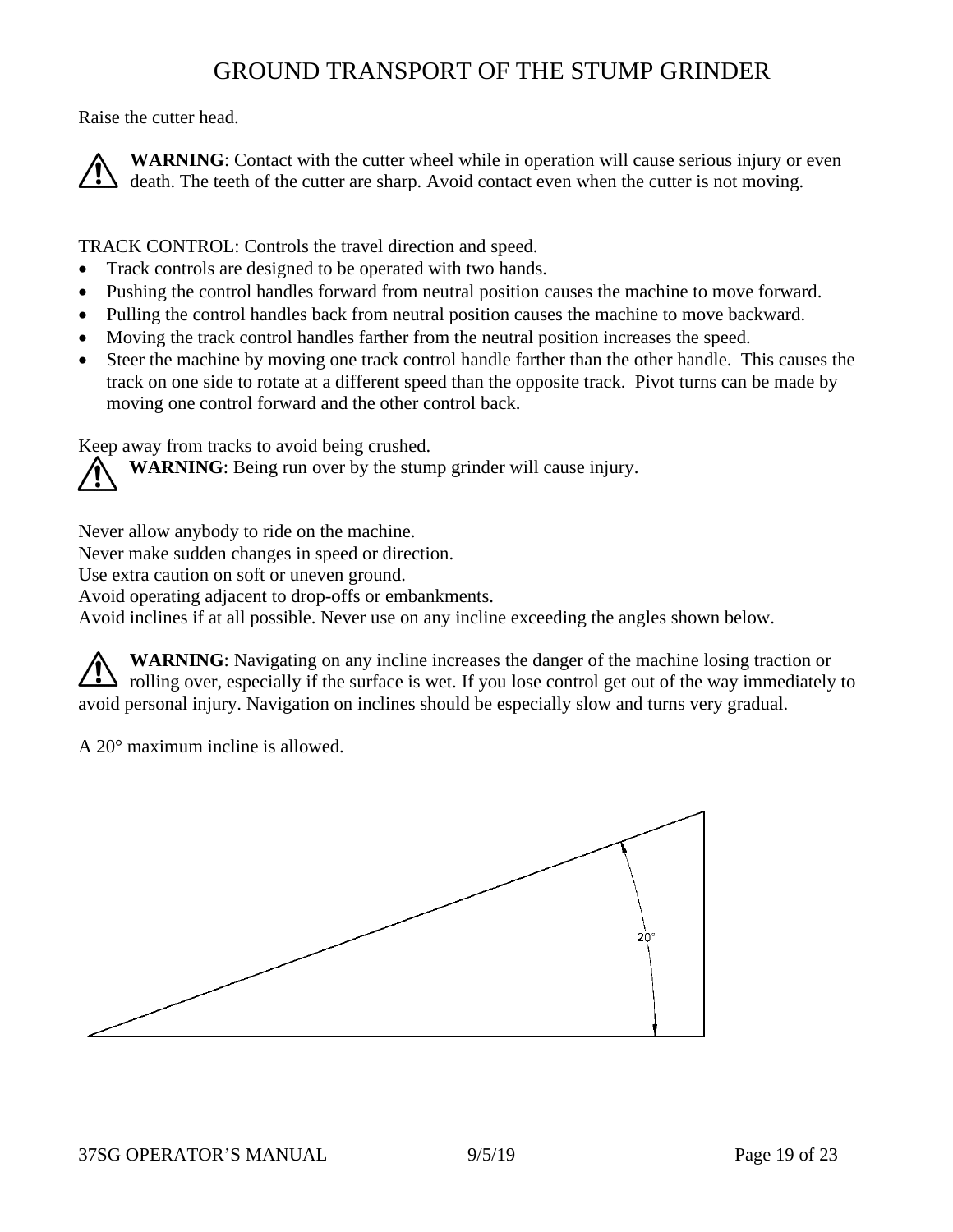# GROUND TRANSPORT OF THE STUMP GRINDER

Raise the cutter head.

**WARNING**: Contact with the cutter wheel while in operation will cause serious injury or even death. The teeth of the cutter are sharp. Avoid contact even when the cutter is not moving.

TRACK CONTROL: Controls the travel direction and speed.

- Track controls are designed to be operated with two hands.
- Pushing the control handles forward from neutral position causes the machine to move forward.
- Pulling the control handles back from neutral position causes the machine to move backward.
- Moving the track control handles farther from the neutral position increases the speed.
- Steer the machine by moving one track control handle farther than the other handle. This causes the track on one side to rotate at a different speed than the opposite track. Pivot turns can be made by moving one control forward and the other control back.

Keep away from tracks to avoid being crushed.

**WARNING**: Being run over by the stump grinder will cause injury.

Never allow anybody to ride on the machine.
Never make sudden changes in speed or direction.
Use extra caution on soft or uneven ground.
Avoid operating adjacent to drop-offs or embankments.
Avoid inclines if at all possible. Never use on any incline exceeding the angles shown below.

**WARNING**: Navigating on any incline increases the danger of the machine losing traction or rolling over, especially if the surface is wet. If you lose control get out of the way immediately to avoid personal injury. Navigation on inclines should be especially slow and turns very gradual.

A 20° maximum incline is allowed.

20°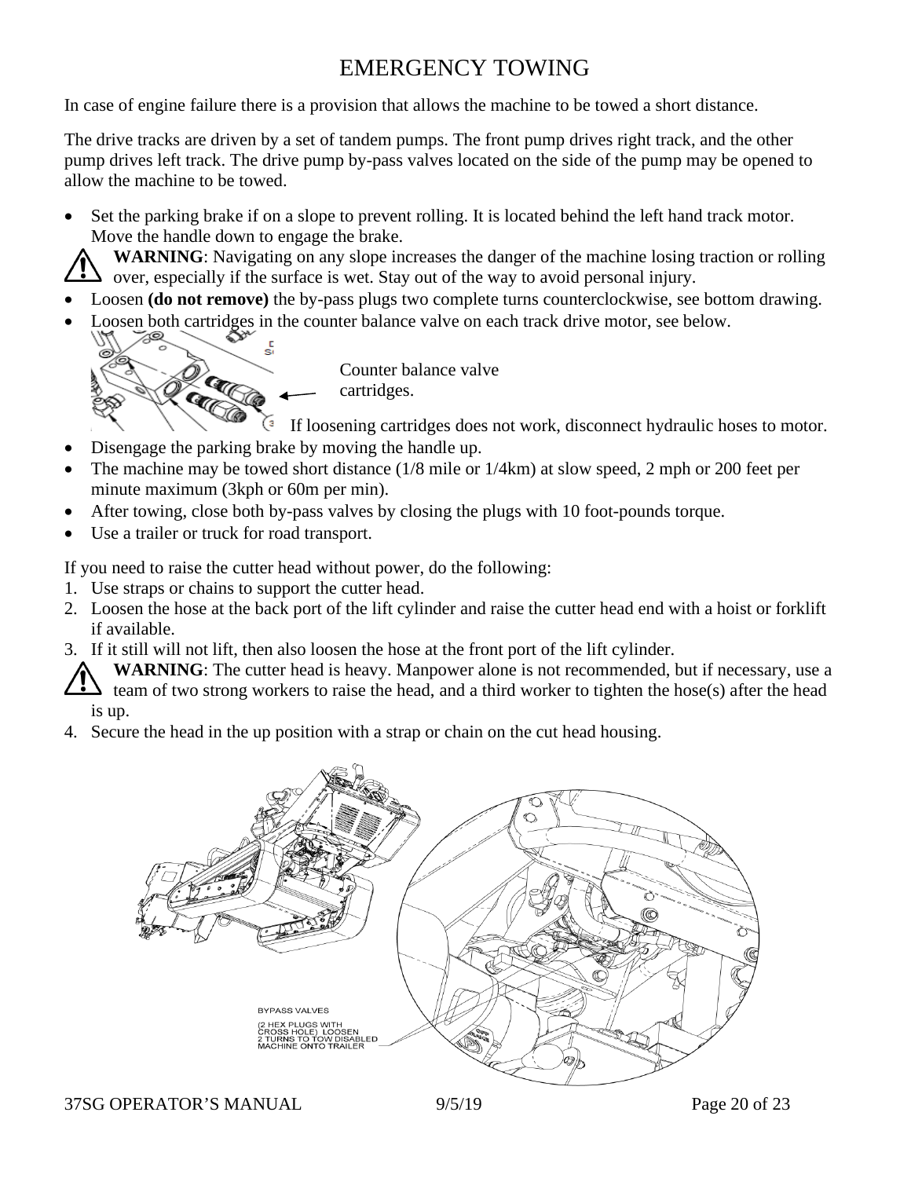# EMERGENCY TOWING

In case of engine failure there is a provision that allows the machine to be towed a short distance.

The drive tracks are driven by a set of tandem pumps. The front pump drives right track, and the other pump drives left track. The drive pump by-pass valves located on the side of the pump may be opened to allow the machine to be towed.

- Set the parking brake if on a slope to prevent rolling. It is located behind the left hand track motor. Move the handle down to engage the brake.

  ⚠ **WARNING**: Navigating on any slope increases the danger of the machine losing traction or rolling over, especially if the surface is wet. Stay out of the way to avoid personal injury.

- Loosen **(do not remove)** the by-pass plugs two complete turns counterclockwise, see bottom drawing.
- Loosen both cartridges in the counter balance valve on each track drive motor, see below.

  Counter balance valve cartridges.

  If loosening cartridges does not work, disconnect hydraulic hoses to motor.

- Disengage the parking brake by moving the handle up.
- The machine may be towed short distance (1/8 mile or 1/4km) at slow speed, 2 mph or 200 feet per minute maximum (3kph or 60m per min).
- After towing, close both by-pass valves by closing the plugs with 10 foot-pounds torque.
- Use a trailer or truck for road transport.

If you need to raise the cutter head without power, do the following:

1. Use straps or chains to support the cutter head.
2. Loosen the hose at the back port of the lift cylinder and raise the cutter head end with a hoist or forklift if available.
3. If it still will not lift, then also loosen the hose at the front port of the lift cylinder.

   ⚠ **WARNING**: The cutter head is heavy. Manpower alone is not recommended, but if necessary, use a team of two strong workers to raise the head, and a third worker to tighten the hose(s) after the head is up.

4. Secure the head in the up position with a strap or chain on the cut head housing.

BYPASS VALVES
(2 HEX PLUGS WITH CROSS HOLE) LOOSEN 2 TURNS TO TOW DISABLED MACHINE ONTO TRAILER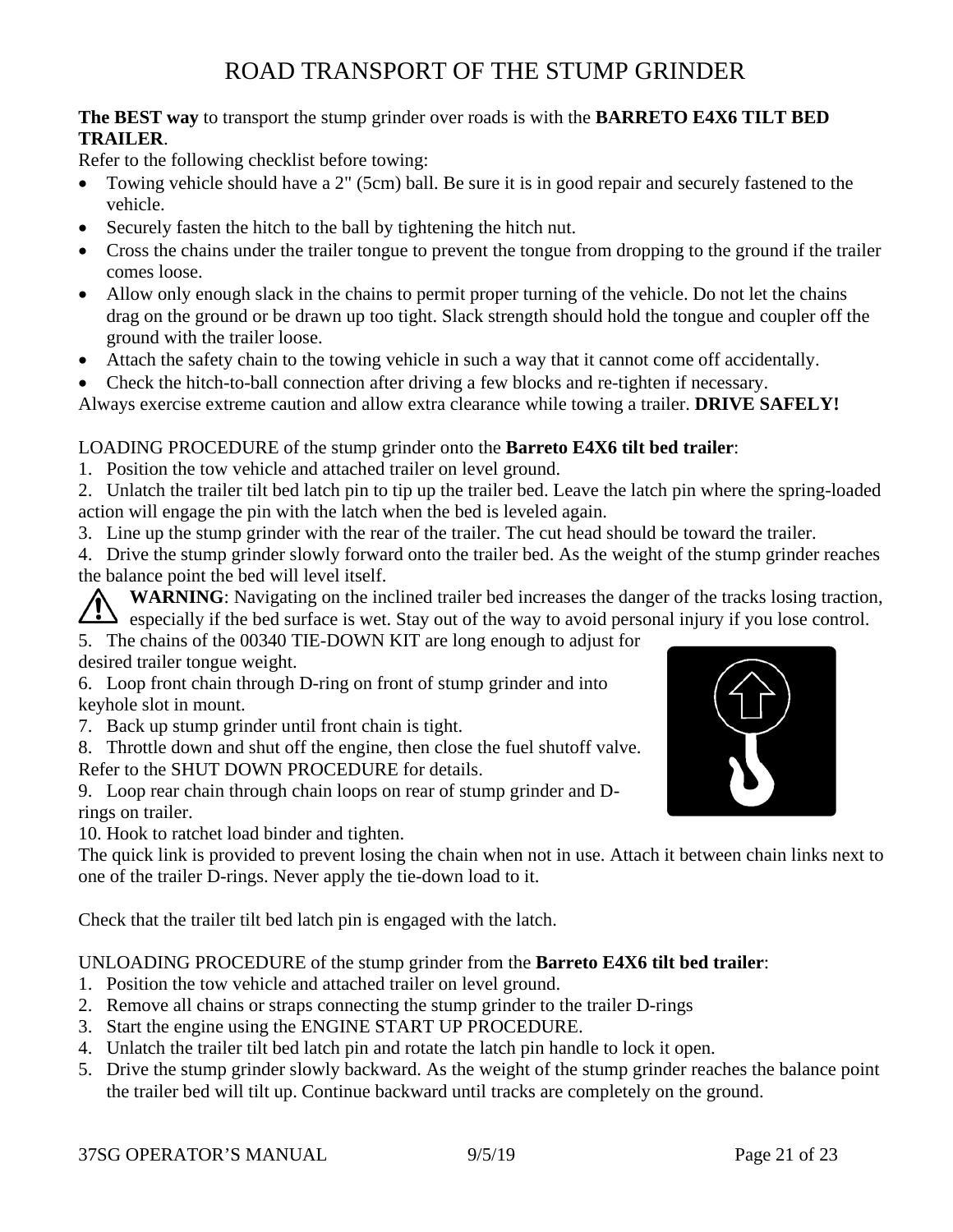# ROAD TRANSPORT OF THE STUMP GRINDER

**The BEST way** to transport the stump grinder over roads is with the **BARRETO E4X6 TILT BED TRAILER**.

Refer to the following checklist before towing:

- Towing vehicle should have a 2" (5cm) ball. Be sure it is in good repair and securely fastened to the vehicle.
- Securely fasten the hitch to the ball by tightening the hitch nut.
- Cross the chains under the trailer tongue to prevent the tongue from dropping to the ground if the trailer comes loose.
- Allow only enough slack in the chains to permit proper turning of the vehicle. Do not let the chains drag on the ground or be drawn up too tight. Slack strength should hold the tongue and coupler off the ground with the trailer loose.
- Attach the safety chain to the towing vehicle in such a way that it cannot come off accidentally.
- Check the hitch-to-ball connection after driving a few blocks and re-tighten if necessary.

Always exercise extreme caution and allow extra clearance while towing a trailer. **DRIVE SAFELY!**

LOADING PROCEDURE of the stump grinder onto the **Barreto E4X6 tilt bed trailer**:

1. Position the tow vehicle and attached trailer on level ground.
2. Unlatch the trailer tilt bed latch pin to tip up the trailer bed. Leave the latch pin where the spring-loaded action will engage the pin with the latch when the bed is leveled again.
3. Line up the stump grinder with the rear of the trailer. The cut head should be toward the trailer.
4. Drive the stump grinder slowly forward onto the trailer bed. As the weight of the stump grinder reaches the balance point the bed will level itself.

**WARNING**: Navigating on the inclined trailer bed increases the danger of the tracks losing traction, especially if the bed surface is wet. Stay out of the way to avoid personal injury if you lose control.

5. The chains of the 00340 TIE-DOWN KIT are long enough to adjust for desired trailer tongue weight.
6. Loop front chain through D-ring on front of stump grinder and into keyhole slot in mount.
7. Back up stump grinder until front chain is tight.
8. Throttle down and shut off the engine, then close the fuel shutoff valve. Refer to the SHUT DOWN PROCEDURE for details.
9. Loop rear chain through chain loops on rear of stump grinder and D-rings on trailer.
10. Hook to ratchet load binder and tighten.

The quick link is provided to prevent losing the chain when not in use. Attach it between chain links next to one of the trailer D-rings. Never apply the tie-down load to it.

Check that the trailer tilt bed latch pin is engaged with the latch.

UNLOADING PROCEDURE of the stump grinder from the **Barreto E4X6 tilt bed trailer**:

1. Position the tow vehicle and attached trailer on level ground.
2. Remove all chains or straps connecting the stump grinder to the trailer D-rings
3. Start the engine using the ENGINE START UP PROCEDURE.
4. Unlatch the trailer tilt bed latch pin and rotate the latch pin handle to lock it open.
5. Drive the stump grinder slowly backward. As the weight of the stump grinder reaches the balance point the trailer bed will tilt up. Continue backward until tracks are completely on the ground.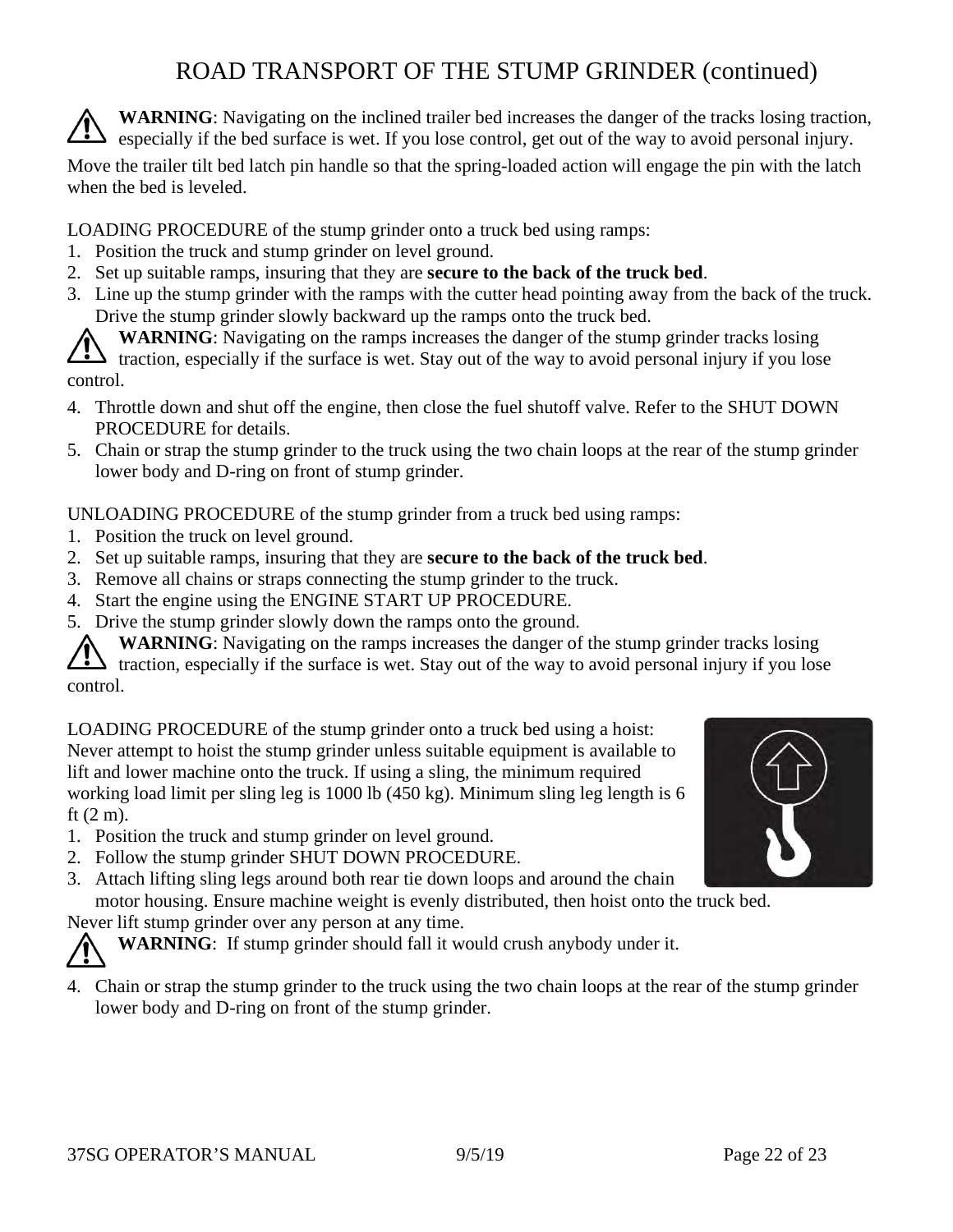# ROAD TRANSPORT OF THE STUMP GRINDER (continued)

⚠ **WARNING**: Navigating on the inclined trailer bed increases the danger of the tracks losing traction, especially if the bed surface is wet. If you lose control, get out of the way to avoid personal injury.

Move the trailer tilt bed latch pin handle so that the spring-loaded action will engage the pin with the latch when the bed is leveled.

LOADING PROCEDURE of the stump grinder onto a truck bed using ramps:

1. Position the truck and stump grinder on level ground.
2. Set up suitable ramps, insuring that they are **secure to the back of the truck bed**.
3. Line up the stump grinder with the ramps with the cutter head pointing away from the back of the truck. Drive the stump grinder slowly backward up the ramps onto the truck bed.

⚠ **WARNING**: Navigating on the ramps increases the danger of the stump grinder tracks losing traction, especially if the surface is wet. Stay out of the way to avoid personal injury if you lose control.

4. Throttle down and shut off the engine, then close the fuel shutoff valve. Refer to the SHUT DOWN PROCEDURE for details.
5. Chain or strap the stump grinder to the truck using the two chain loops at the rear of the stump grinder lower body and D-ring on front of stump grinder.

UNLOADING PROCEDURE of the stump grinder from a truck bed using ramps:

1. Position the truck on level ground.
2. Set up suitable ramps, insuring that they are **secure to the back of the truck bed**.
3. Remove all chains or straps connecting the stump grinder to the truck.
4. Start the engine using the ENGINE START UP PROCEDURE.
5. Drive the stump grinder slowly down the ramps onto the ground.

⚠ **WARNING**: Navigating on the ramps increases the danger of the stump grinder tracks losing traction, especially if the surface is wet. Stay out of the way to avoid personal injury if you lose control.

LOADING PROCEDURE of the stump grinder onto a truck bed using a hoist:
Never attempt to hoist the stump grinder unless suitable equipment is available to lift and lower machine onto the truck. If using a sling, the minimum required working load limit per sling leg is 1000 lb (450 kg). Minimum sling leg length is 6 ft (2 m).

1. Position the truck and stump grinder on level ground.
2. Follow the stump grinder SHUT DOWN PROCEDURE.
3. Attach lifting sling legs around both rear tie down loops and around the chain motor housing. Ensure machine weight is evenly distributed, then hoist onto the truck bed.

Never lift stump grinder over any person at any time.

⚠ **WARNING**: If stump grinder should fall it would crush anybody under it.

4. Chain or strap the stump grinder to the truck using the two chain loops at the rear of the stump grinder lower body and D-ring on front of the stump grinder.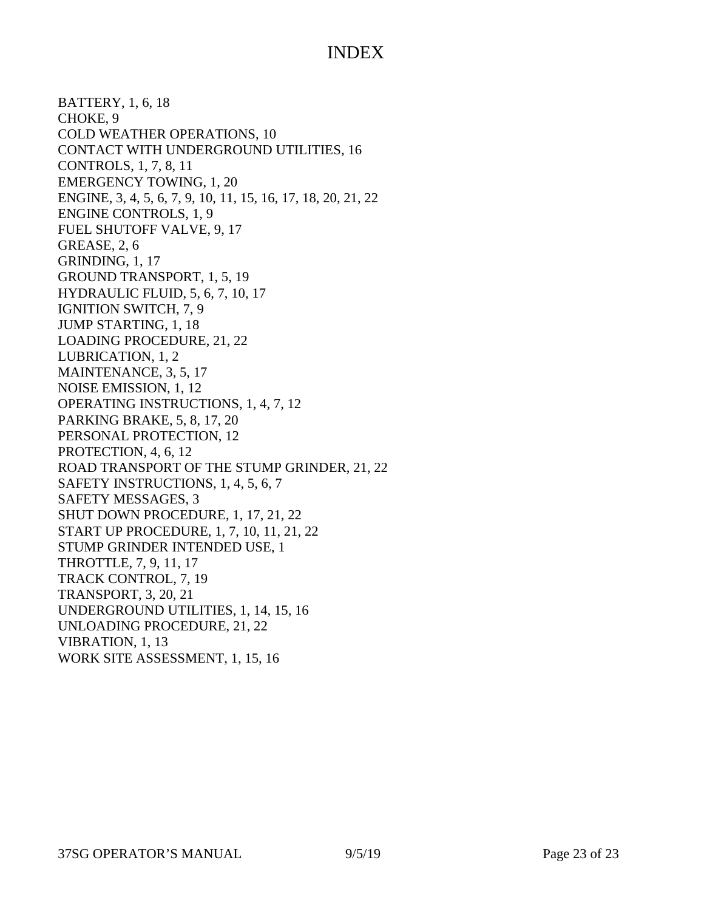# INDEX

BATTERY, 1, 6, 18
CHOKE, 9
COLD WEATHER OPERATIONS, 10
CONTACT WITH UNDERGROUND UTILITIES, 16
CONTROLS, 1, 7, 8, 11
EMERGENCY TOWING, 1, 20
ENGINE, 3, 4, 5, 6, 7, 9, 10, 11, 15, 16, 17, 18, 20, 21, 22
ENGINE CONTROLS, 1, 9
FUEL SHUTOFF VALVE, 9, 17
GREASE, 2, 6
GRINDING, 1, 17
GROUND TRANSPORT, 1, 5, 19
HYDRAULIC FLUID, 5, 6, 7, 10, 17
IGNITION SWITCH, 7, 9
JUMP STARTING, 1, 18
LOADING PROCEDURE, 21, 22
LUBRICATION, 1, 2
MAINTENANCE, 3, 5, 17
NOISE EMISSION, 1, 12
OPERATING INSTRUCTIONS, 1, 4, 7, 12
PARKING BRAKE, 5, 8, 17, 20
PERSONAL PROTECTION, 12
PROTECTION, 4, 6, 12
ROAD TRANSPORT OF THE STUMP GRINDER, 21, 22
SAFETY INSTRUCTIONS, 1, 4, 5, 6, 7
SAFETY MESSAGES, 3
SHUT DOWN PROCEDURE, 1, 17, 21, 22
START UP PROCEDURE, 1, 7, 10, 11, 21, 22
STUMP GRINDER INTENDED USE, 1
THROTTLE, 7, 9, 11, 17
TRACK CONTROL, 7, 19
TRANSPORT, 3, 20, 21
UNDERGROUND UTILITIES, 1, 14, 15, 16
UNLOADING PROCEDURE, 21, 22
VIBRATION, 1, 13
WORK SITE ASSESSMENT, 1, 15, 16